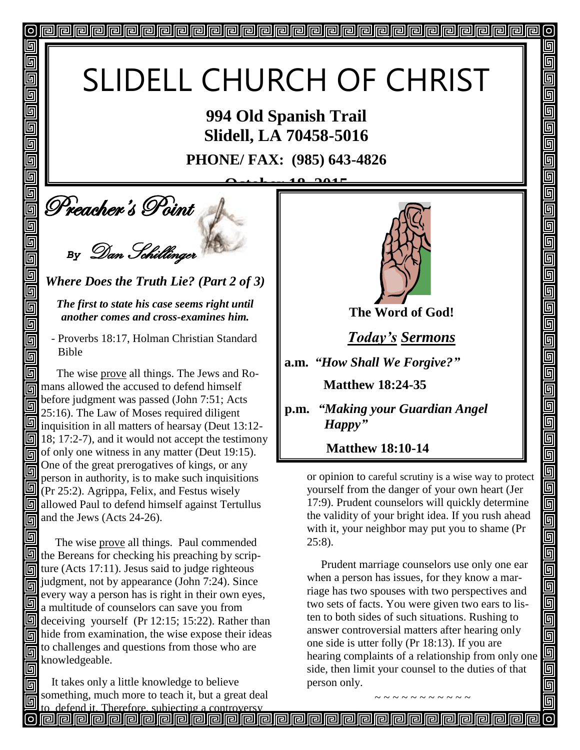# SLIDELL CHURCH OF CHRIST

**994 Old Spanish Trail**
**Slidell, LA 70458-5016**

**PHONE/ FAX: (985) 643-4826**

**October 18, 2015**

## Preacher's Point

*By Dan Schillinger*

### *Where Does the Truth Lie? (Part 2 of 3)*

***The first to state his case seems right until another comes and cross-examines him.***

- Proverbs 18:17, Holman Christian Standard Bible

The wise prove all things. The Jews and Romans allowed the accused to defend himself before judgment was passed (John 7:51; Acts 25:16). The Law of Moses required diligent inquisition in all matters of hearsay (Deut 13:12-18; 17:2-7), and it would not accept the testimony of only one witness in any matter (Deut 19:15). One of the great prerogatives of kings, or any person in authority, is to make such inquisitions (Pr 25:2). Agrippa, Felix, and Festus wisely allowed Paul to defend himself against Tertullus and the Jews (Acts 24-26).

The wise prove all things. Paul commended the Bereans for checking his preaching by scripture (Acts 17:11). Jesus said to judge righteous judgment, not by appearance (John 7:24). Since every way a person has is right in their own eyes, a multitude of counselors can save you from deceiving yourself (Pr 12:15; 15:22). Rather than hide from examination, the wise expose their ideas to challenges and questions from those who are knowledgeable.

It takes only a little knowledge to believe something, much more to teach it, but a great deal to defend it. Therefore, subjecting a controversy or opinion to careful scrutiny is a wise way to protect yourself from the danger of your own heart (Jer 17:9). Prudent counselors will quickly determine the validity of your bright idea. If you rush ahead with it, your neighbor may put you to shame (Pr 25:8).

Prudent marriage counselors use only one ear when a person has issues, for they know a marriage has two spouses with two perspectives and two sets of facts. You were given two ears to listen to both sides of such situations. Rushing to answer controversial matters after hearing only one side is utter folly (Pr 18:13). If you are hearing complaints of a relationship from only one side, then limit your counsel to the duties of that person only.

~ ~ ~ ~ ~ ~ ~ ~ ~ ~ ~ ~

**The Word of God!**

### ***Today's Sermons***

**a.m.** ***"How Shall We Forgive?"***

**Matthew 18:24-35**

**p.m.** ***"Making your Guardian Angel Happy"***

**Matthew 18:10-14**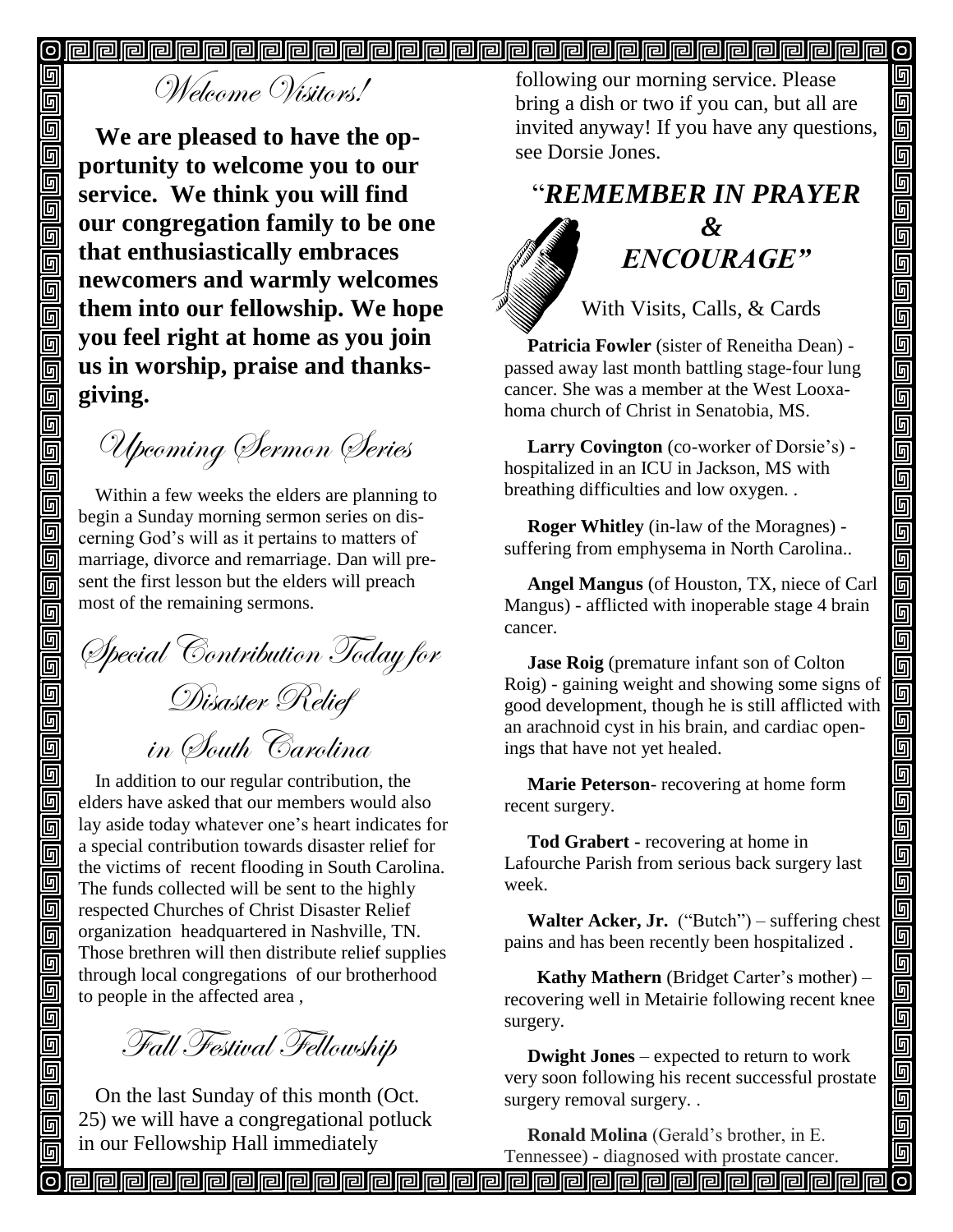## *Welcome Visitors!*

**We are pleased to have the opportunity to welcome you to our service. We think you will find our congregation family to be one that enthusiastically embraces newcomers and warmly welcomes them into our fellowship. We hope you feel right at home as you join us in worship, praise and thanksgiving.**

## *Upcoming Sermon Series*

Within a few weeks the elders are planning to begin a Sunday morning sermon series on discerning God's will as it pertains to matters of marriage, divorce and remarriage. Dan will present the first lesson but the elders will preach most of the remaining sermons.

## *Special Contribution Today for Disaster Relief in South Carolina*

In addition to our regular contribution, the elders have asked that our members would also lay aside today whatever one's heart indicates for a special contribution towards disaster relief for the victims of recent flooding in South Carolina. The funds collected will be sent to the highly respected Churches of Christ Disaster Relief organization headquartered in Nashville, TN. Those brethren will then distribute relief supplies through local congregations of our brotherhood to people in the affected area ,

## *Fall Festival Fellowship*

On the last Sunday of this month (Oct. 25) we will have a congregational potluck in our Fellowship Hall immediately following our morning service. Please bring a dish or two if you can, but all are invited anyway! If you have any questions, see Dorsie Jones.

## "*REMEMBER IN PRAYER & ENCOURAGE"*

With Visits, Calls, & Cards

**Patricia Fowler** (sister of Reneitha Dean) - passed away last month battling stage-four lung cancer. She was a member at the West Looxahoma church of Christ in Senatobia, MS.

**Larry Covington** (co-worker of Dorsie's) - hospitalized in an ICU in Jackson, MS with breathing difficulties and low oxygen. .

**Roger Whitley** (in-law of the Moragnes) - suffering from emphysema in North Carolina..

**Angel Mangus** (of Houston, TX, niece of Carl Mangus) - afflicted with inoperable stage 4 brain cancer.

**Jase Roig** (premature infant son of Colton Roig) - gaining weight and showing some signs of good development, though he is still afflicted with an arachnoid cyst in his brain, and cardiac openings that have not yet healed.

**Marie Peterson**- recovering at home form recent surgery.

**Tod Grabert -** recovering at home in Lafourche Parish from serious back surgery last week.

**Walter Acker, Jr.** ("Butch") – suffering chest pains and has been recently been hospitalized .

**Kathy Mathern** (Bridget Carter's mother) – recovering well in Metairie following recent knee surgery.

**Dwight Jones** – expected to return to work very soon following his recent successful prostate surgery removal surgery. .

**Ronald Molina** (Gerald's brother, in E. Tennessee) - diagnosed with prostate cancer.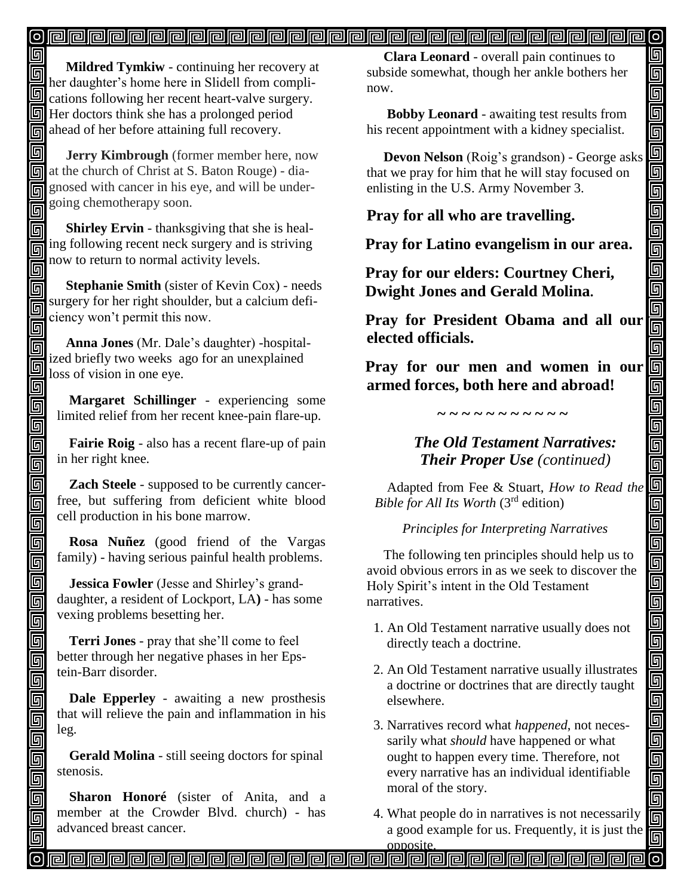**Mildred Tymkiw** - continuing her recovery at her daughter's home here in Slidell from complications following her recent heart-valve surgery. Her doctors think she has a prolonged period ahead of her before attaining full recovery.

**Jerry Kimbrough** (former member here, now at the church of Christ at S. Baton Rouge) - diagnosed with cancer in his eye, and will be undergoing chemotherapy soon.

**Shirley Ervin** - thanksgiving that she is healing following recent neck surgery and is striving now to return to normal activity levels.

**Stephanie Smith** (sister of Kevin Cox) - needs surgery for her right shoulder, but a calcium deficiency won't permit this now.

**Anna Jones** (Mr. Dale's daughter) -hospitalized briefly two weeks ago for an unexplained loss of vision in one eye.

**Margaret Schillinger** - experiencing some limited relief from her recent knee-pain flare-up.

**Fairie Roig** - also has a recent flare-up of pain in her right knee.

**Zach Steele** - supposed to be currently cancer-free, but suffering from deficient white blood cell production in his bone marrow.

**Rosa Nuñez** (good friend of the Vargas family) - having serious painful health problems.

**Jessica Fowler** (Jesse and Shirley's granddaughter, a resident of Lockport, LA) - has some vexing problems besetting her.

**Terri Jones** - pray that she'll come to feel better through her negative phases in her Epstein-Barr disorder.

**Dale Epperley** - awaiting a new prosthesis that will relieve the pain and inflammation in his leg.

**Gerald Molina** - still seeing doctors for spinal stenosis.

**Sharon Honoré** (sister of Anita, and a member at the Crowder Blvd. church) - has advanced breast cancer.

**Clara Leonard** - overall pain continues to subside somewhat, though her ankle bothers her now.

**Bobby Leonard** - awaiting test results from his recent appointment with a kidney specialist.

**Devon Nelson** (Roig's grandson) - George asks that we pray for him that he will stay focused on enlisting in the U.S. Army November 3.

**Pray for all who are travelling.**

**Pray for Latino evangelism in our area.**

**Pray for our elders: Courtney Cheri, Dwight Jones and Gerald Molina.**

**Pray for President Obama and all our elected officials.**

**Pray for our men and women in our armed forces, both here and abroad!**

~ ~ ~ ~ ~ ~ ~ ~ ~ ~ ~

### *The Old Testament Narratives: Their Proper Use (continued)*

Adapted from Fee & Stuart, *How to Read the Bible for All Its Worth* (3rd edition)

*Principles for Interpreting Narratives*

The following ten principles should help us to avoid obvious errors in as we seek to discover the Holy Spirit's intent in the Old Testament narratives.

1. An Old Testament narrative usually does not directly teach a doctrine.
2. An Old Testament narrative usually illustrates a doctrine or doctrines that are directly taught elsewhere.
3. Narratives record what *happened*, not necessarily what *should* have happened or what ought to happen every time. Therefore, not every narrative has an individual identifiable moral of the story.
4. What people do in narratives is not necessarily a good example for us. Frequently, it is just the opposite.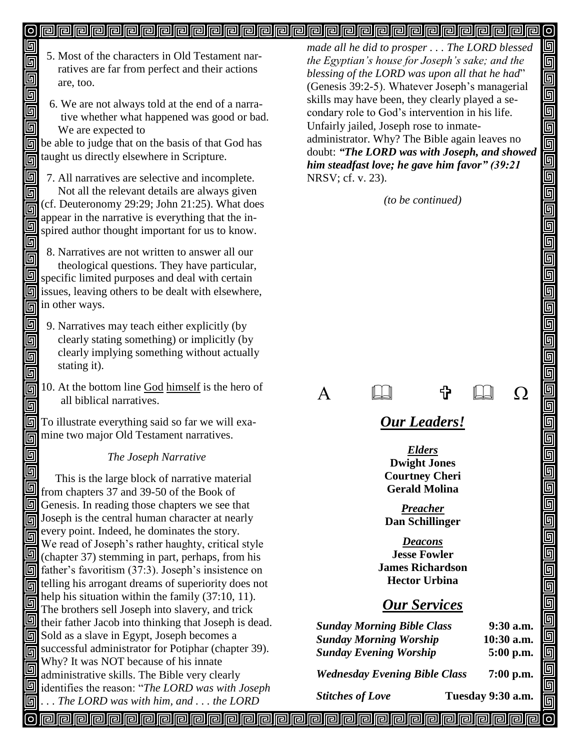5. Most of the characters in Old Testament narratives are far from perfect and their actions are, too.

6. We are not always told at the end of a narrative whether what happened was good or bad. We are expected to be able to judge that on the basis of that God has taught us directly elsewhere in Scripture.

7. All narratives are selective and incomplete. Not all the relevant details are always given (cf. Deuteronomy 29:29; John 21:25). What does appear in the narrative is everything that the inspired author thought important for us to know.

8. Narratives are not written to answer all our theological questions. They have particular, specific limited purposes and deal with certain issues, leaving others to be dealt with elsewhere, in other ways.

9. Narratives may teach either explicitly (by clearly stating something) or implicitly (by clearly implying something without actually stating it).

10. At the bottom line God himself is the hero of all biblical narratives.

To illustrate everything said so far we will examine two major Old Testament narratives.

*The Joseph Narrative*

This is the large block of narrative material from chapters 37 and 39-50 of the Book of Genesis. In reading those chapters we see that Joseph is the central human character at nearly every point. Indeed, he dominates the story. We read of Joseph's rather haughty, critical style (chapter 37) stemming in part, perhaps, from his father's favoritism (37:3). Joseph's insistence on telling his arrogant dreams of superiority does not help his situation within the family (37:10, 11). The brothers sell Joseph into slavery, and trick their father Jacob into thinking that Joseph is dead. Sold as a slave in Egypt, Joseph becomes a successful administrator for Potiphar (chapter 39). Why? It was NOT because of his innate administrative skills. The Bible very clearly identifies the reason: "*The LORD was with Joseph . . . The LORD was with him, and . . . the LORD made all he did to prosper . . . The LORD blessed the Egyptian's house for Joseph's sake; and the blessing of the LORD was upon all that he had*" (Genesis 39:2-5). Whatever Joseph's managerial skills may have been, they clearly played a secondary role to God's intervention in his life. Unfairly jailed, Joseph rose to inmate-administrator. Why? The Bible again leaves no doubt: ***"The LORD was with Joseph, and showed him steadfast love; he gave him favor" (39:21*** NRSV; cf. v. 23).

*(to be continued)*

A 🕮 ✞ 🕮 Ω

## *Our Leaders!*

***Elders***
**Dwight Jones**
**Courtney Cheri**
**Gerald Molina**

***Preacher***
**Dan Schillinger**

***Deacons***
**Jesse Fowler**
**James Richardson**
**Hector Urbina**

## *Our Services*

| | |
|---|---|
| ***Sunday Morning Bible Class*** | **9:30 a.m.** |
| ***Sunday Morning Worship*** | **10:30 a.m.** |
| ***Sunday Evening Worship*** | **5:00 p.m.** |
| ***Wednesday Evening Bible Class*** | **7:00 p.m.** |
| ***Stitches of Love*** | **Tuesday 9:30 a.m.** |